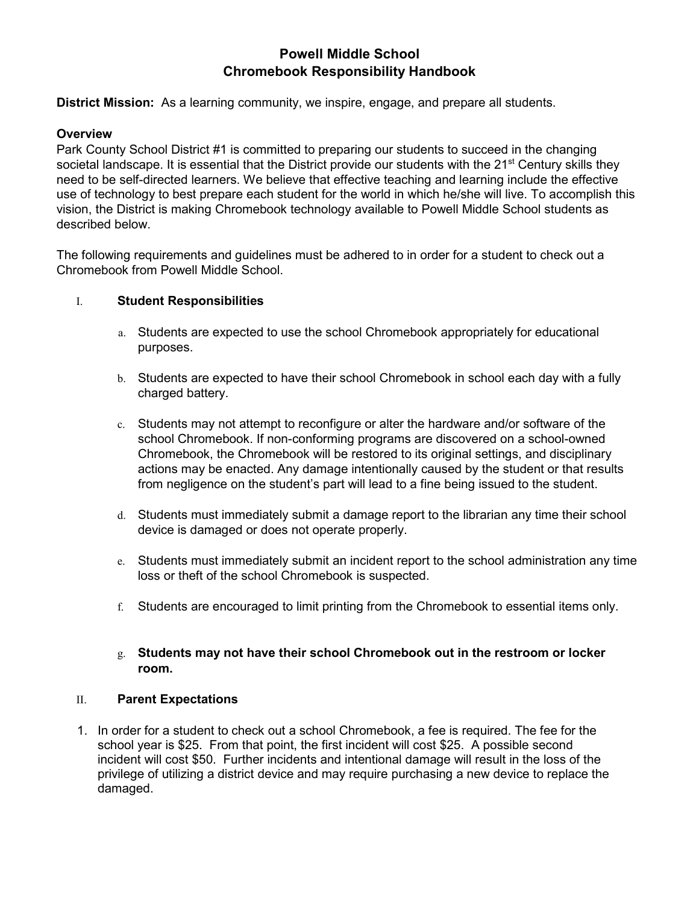# Powell Middle School
## Chromebook Responsibility Handbook

**District Mission:** As a learning community, we inspire, engage, and prepare all students.

### Overview

Park County School District #1 is committed to preparing our students to succeed in the changing societal landscape. It is essential that the District provide our students with the 21st Century skills they need to be self-directed learners. We believe that effective teaching and learning include the effective use of technology to best prepare each student for the world in which he/she will live. To accomplish this vision, the District is making Chromebook technology available to Powell Middle School students as described below.

The following requirements and guidelines must be adhered to in order for a student to check out a Chromebook from Powell Middle School.

### I. Student Responsibilities

a. Students are expected to use the school Chromebook appropriately for educational purposes.

b. Students are expected to have their school Chromebook in school each day with a fully charged battery.

c. Students may not attempt to reconfigure or alter the hardware and/or software of the school Chromebook. If non-conforming programs are discovered on a school-owned Chromebook, the Chromebook will be restored to its original settings, and disciplinary actions may be enacted. Any damage intentionally caused by the student or that results from negligence on the student's part will lead to a fine being issued to the student.

d. Students must immediately submit a damage report to the librarian any time their school device is damaged or does not operate properly.

e. Students must immediately submit an incident report to the school administration any time loss or theft of the school Chromebook is suspected.

f. Students are encouraged to limit printing from the Chromebook to essential items only.

g. **Students may not have their school Chromebook out in the restroom or locker room.**

### II. Parent Expectations

1. In order for a student to check out a school Chromebook, a fee is required. The fee for the school year is $25. From that point, the first incident will cost $25. A possible second incident will cost $50. Further incidents and intentional damage will result in the loss of the privilege of utilizing a district device and may require purchasing a new device to replace the damaged.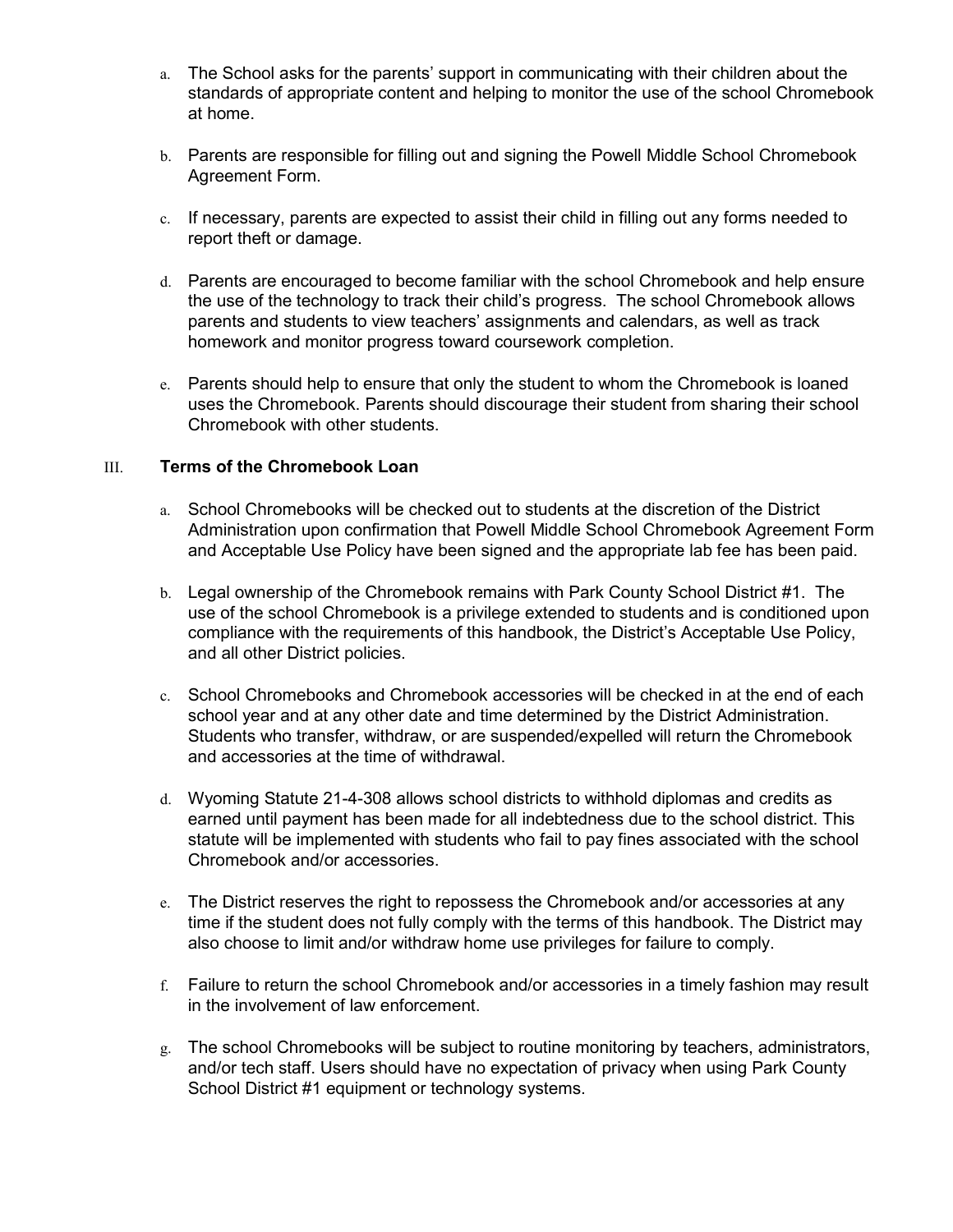a. The School asks for the parents' support in communicating with their children about the standards of appropriate content and helping to monitor the use of the school Chromebook at home.

b. Parents are responsible for filling out and signing the Powell Middle School Chromebook Agreement Form.

c. If necessary, parents are expected to assist their child in filling out any forms needed to report theft or damage.

d. Parents are encouraged to become familiar with the school Chromebook and help ensure the use of the technology to track their child's progress. The school Chromebook allows parents and students to view teachers' assignments and calendars, as well as track homework and monitor progress toward coursework completion.

e. Parents should help to ensure that only the student to whom the Chromebook is loaned uses the Chromebook. Parents should discourage their student from sharing their school Chromebook with other students.

## III. **Terms of the Chromebook Loan**

a. School Chromebooks will be checked out to students at the discretion of the District Administration upon confirmation that Powell Middle School Chromebook Agreement Form and Acceptable Use Policy have been signed and the appropriate lab fee has been paid.

b. Legal ownership of the Chromebook remains with Park County School District #1. The use of the school Chromebook is a privilege extended to students and is conditioned upon compliance with the requirements of this handbook, the District's Acceptable Use Policy, and all other District policies.

c. School Chromebooks and Chromebook accessories will be checked in at the end of each school year and at any other date and time determined by the District Administration. Students who transfer, withdraw, or are suspended/expelled will return the Chromebook and accessories at the time of withdrawal.

d. Wyoming Statute 21-4-308 allows school districts to withhold diplomas and credits as earned until payment has been made for all indebtedness due to the school district. This statute will be implemented with students who fail to pay fines associated with the school Chromebook and/or accessories.

e. The District reserves the right to repossess the Chromebook and/or accessories at any time if the student does not fully comply with the terms of this handbook. The District may also choose to limit and/or withdraw home use privileges for failure to comply.

f. Failure to return the school Chromebook and/or accessories in a timely fashion may result in the involvement of law enforcement.

g. The school Chromebooks will be subject to routine monitoring by teachers, administrators, and/or tech staff. Users should have no expectation of privacy when using Park County School District #1 equipment or technology systems.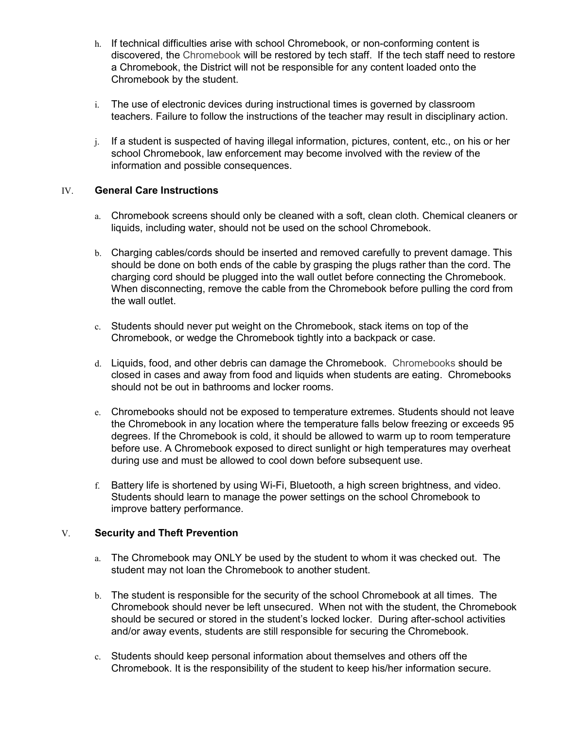h. If technical difficulties arise with school Chromebook, or non-conforming content is discovered, the Chromebook will be restored by tech staff. If the tech staff need to restore a Chromebook, the District will not be responsible for any content loaded onto the Chromebook by the student.

i. The use of electronic devices during instructional times is governed by classroom teachers. Failure to follow the instructions of the teacher may result in disciplinary action.

j. If a student is suspected of having illegal information, pictures, content, etc., on his or her school Chromebook, law enforcement may become involved with the review of the information and possible consequences.

## IV. General Care Instructions

a. Chromebook screens should only be cleaned with a soft, clean cloth. Chemical cleaners or liquids, including water, should not be used on the school Chromebook.

b. Charging cables/cords should be inserted and removed carefully to prevent damage. This should be done on both ends of the cable by grasping the plugs rather than the cord. The charging cord should be plugged into the wall outlet before connecting the Chromebook. When disconnecting, remove the cable from the Chromebook before pulling the cord from the wall outlet.

c. Students should never put weight on the Chromebook, stack items on top of the Chromebook, or wedge the Chromebook tightly into a backpack or case.

d. Liquids, food, and other debris can damage the Chromebook. Chromebooks should be closed in cases and away from food and liquids when students are eating. Chromebooks should not be out in bathrooms and locker rooms.

e. Chromebooks should not be exposed to temperature extremes. Students should not leave the Chromebook in any location where the temperature falls below freezing or exceeds 95 degrees. If the Chromebook is cold, it should be allowed to warm up to room temperature before use. A Chromebook exposed to direct sunlight or high temperatures may overheat during use and must be allowed to cool down before subsequent use.

f. Battery life is shortened by using Wi-Fi, Bluetooth, a high screen brightness, and video. Students should learn to manage the power settings on the school Chromebook to improve battery performance.

## V. Security and Theft Prevention

a. The Chromebook may ONLY be used by the student to whom it was checked out. The student may not loan the Chromebook to another student.

b. The student is responsible for the security of the school Chromebook at all times. The Chromebook should never be left unsecured. When not with the student, the Chromebook should be secured or stored in the student's locked locker. During after-school activities and/or away events, students are still responsible for securing the Chromebook.

c. Students should keep personal information about themselves and others off the Chromebook. It is the responsibility of the student to keep his/her information secure.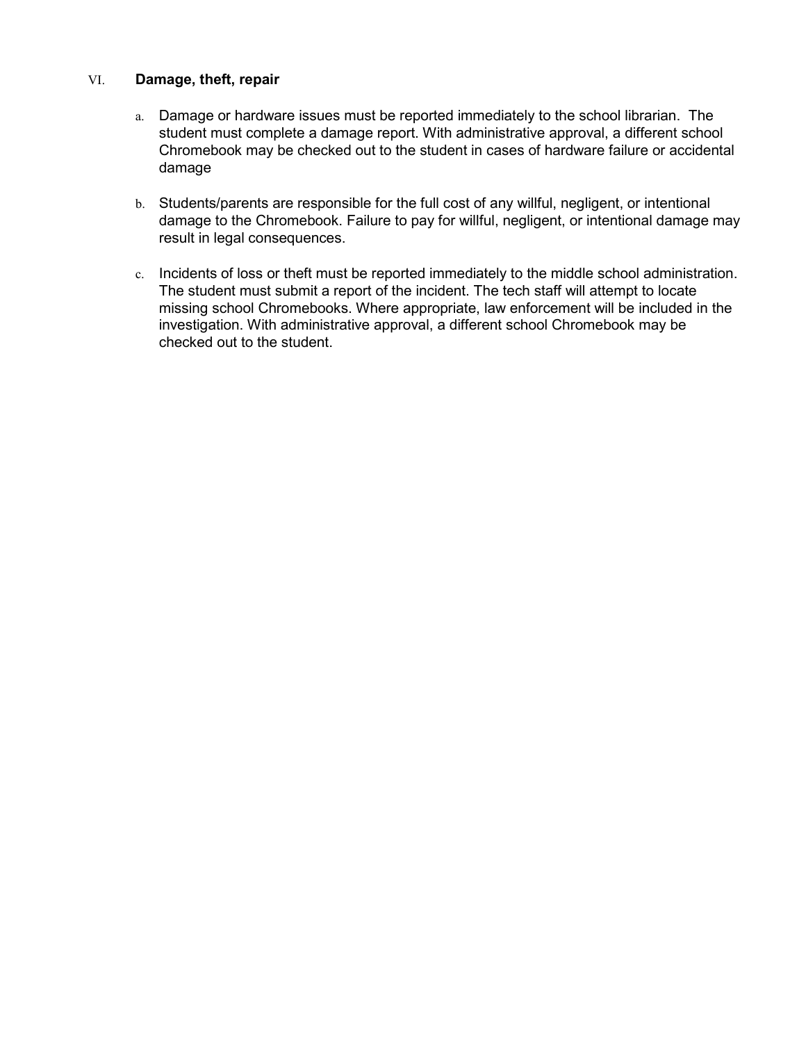## VI. Damage, theft, repair

a. Damage or hardware issues must be reported immediately to the school librarian. The student must complete a damage report. With administrative approval, a different school Chromebook may be checked out to the student in cases of hardware failure or accidental damage

b. Students/parents are responsible for the full cost of any willful, negligent, or intentional damage to the Chromebook. Failure to pay for willful, negligent, or intentional damage may result in legal consequences.

c. Incidents of loss or theft must be reported immediately to the middle school administration. The student must submit a report of the incident. The tech staff will attempt to locate missing school Chromebooks. Where appropriate, law enforcement will be included in the investigation. With administrative approval, a different school Chromebook may be checked out to the student.